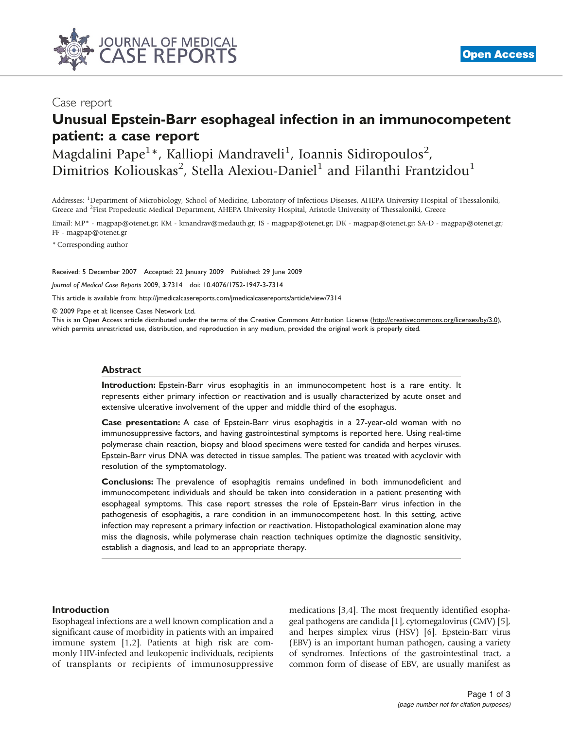Case report

# Unusual Epstein-Barr esophageal infection in an immunocompetent patient: a case report

Magdalini Pape[1]*, Kalliopi Mandraveli[1], Ioannis Sidiropoulos[2], Dimitrios Koliouskas[2], Stella Alexiou-Daniel[1] and Filanthi Frantzidou[1]

Addresses: [1]Department of Microbiology, School of Medicine, Laboratory of Infectious Diseases, AHEPA University Hospital of Thessaloniki, Greece and [2]First Propedeutic Medical Department, AHEPA University Hospital, Aristotle University of Thessaloniki, Greece

Email: MP* - magpap@otenet.gr; KM - kmandrav@medauth.gr; IS - magpap@otenet.gr; DK - magpap@otenet.gr; SA-D - magpap@otenet.gr; FF - magpap@otenet.gr

* Corresponding author

Received: 5 December 2007 Accepted: 22 January 2009 Published: 29 June 2009

*Journal of Medical Case Reports* 2009, **3**:7314 doi: 10.4076/1752-1947-3-7314

This article is available from: http://jmedicalcasereports.com/jmedicalcasereports/article/view/7314

© 2009 Pape et al; licensee Cases Network Ltd.

This is an Open Access article distributed under the terms of the Creative Commons Attribution License (http://creativecommons.org/licenses/by/3.0), which permits unrestricted use, distribution, and reproduction in any medium, provided the original work is properly cited.

## Abstract

**Introduction:** Epstein-Barr virus esophagitis in an immunocompetent host is a rare entity. It represents either primary infection or reactivation and is usually characterized by acute onset and extensive ulcerative involvement of the upper and middle third of the esophagus.

**Case presentation:** A case of Epstein-Barr virus esophagitis in a 27-year-old woman with no immunosuppressive factors, and having gastrointestinal symptoms is reported here. Using real-time polymerase chain reaction, biopsy and blood specimens were tested for candida and herpes viruses. Epstein-Barr virus DNA was detected in tissue samples. The patient was treated with acyclovir with resolution of the symptomatology.

**Conclusions:** The prevalence of esophagitis remains undefined in both immunodeficient and immunocompetent individuals and should be taken into consideration in a patient presenting with esophageal symptoms. This case report stresses the role of Epstein-Barr virus infection in the pathogenesis of esophagitis, a rare condition in an immunocompetent host. In this setting, active infection may represent a primary infection or reactivation. Histopathological examination alone may miss the diagnosis, while polymerase chain reaction techniques optimize the diagnostic sensitivity, establish a diagnosis, and lead to an appropriate therapy.

## Introduction

Esophageal infections are a well known complication and a significant cause of morbidity in patients with an impaired immune system [1,2]. Patients at high risk are commonly HIV-infected and leukopenic individuals, recipients of transplants or recipients of immunosuppressive medications [3,4]. The most frequently identified esophageal pathogens are candida [1], cytomegalovirus (CMV) [5], and herpes simplex virus (HSV) [6]. Epstein-Barr virus (EBV) is an important human pathogen, causing a variety of syndromes. Infections of the gastrointestinal tract, a common form of disease of EBV, are usually manifest as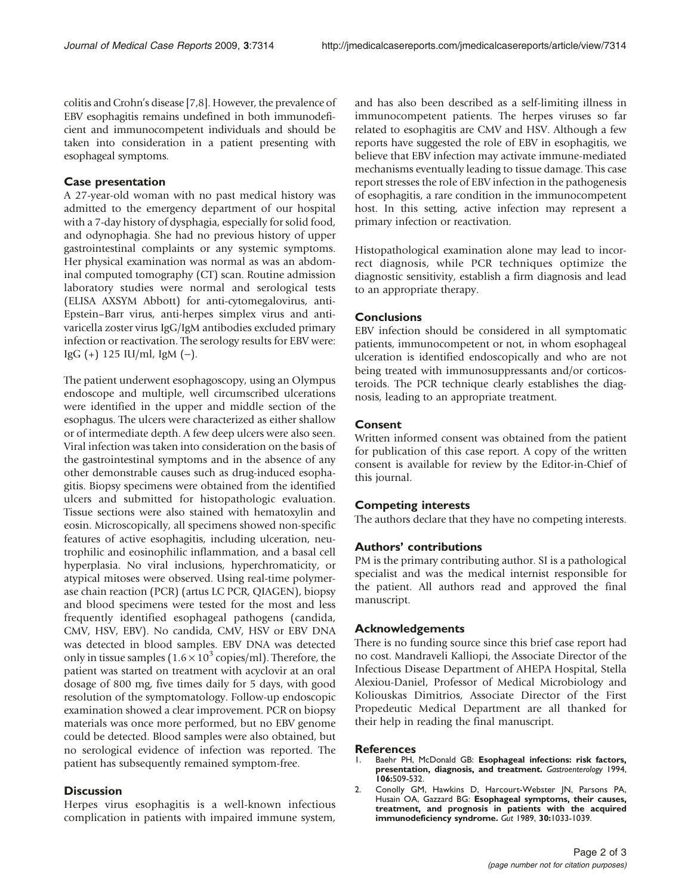colitis and Crohn's disease [7,8]. However, the prevalence of EBV esophagitis remains undefined in both immunodeficient and immunocompetent individuals and should be taken into consideration in a patient presenting with esophageal symptoms.

## Case presentation

A 27-year-old woman with no past medical history was admitted to the emergency department of our hospital with a 7-day history of dysphagia, especially for solid food, and odynophagia. She had no previous history of upper gastrointestinal complaints or any systemic symptoms. Her physical examination was normal as was an abdominal computed tomography (CT) scan. Routine admission laboratory studies were normal and serological tests (ELISA AXSYM Abbott) for anti-cytomegalovirus, anti-Epstein–Barr virus, anti-herpes simplex virus and anti-varicella zoster virus IgG/IgM antibodies excluded primary infection or reactivation. The serology results for EBV were: IgG (+) 125 IU/ml, IgM (–).

The patient underwent esophagoscopy, using an Olympus endoscope and multiple, well circumscribed ulcerations were identified in the upper and middle section of the esophagus. The ulcers were characterized as either shallow or of intermediate depth. A few deep ulcers were also seen. Viral infection was taken into consideration on the basis of the gastrointestinal symptoms and in the absence of any other demonstrable causes such as drug-induced esophagitis. Biopsy specimens were obtained from the identified ulcers and submitted for histopathologic evaluation. Tissue sections were also stained with hematoxylin and eosin. Microscopically, all specimens showed non-specific features of active esophagitis, including ulceration, neutrophilic and eosinophilic inflammation, and a basal cell hyperplasia. No viral inclusions, hyperchromaticity, or atypical mitoses were observed. Using real-time polymerase chain reaction (PCR) (artus LC PCR, QIAGEN), biopsy and blood specimens were tested for the most and less frequently identified esophageal pathogens (candida, CMV, HSV, EBV). No candida, CMV, HSV or EBV DNA was detected in blood samples. EBV DNA was detected only in tissue samples ($1.6 \times 10^3$ copies/ml). Therefore, the patient was started on treatment with acyclovir at an oral dosage of 800 mg, five times daily for 5 days, with good resolution of the symptomatology. Follow-up endoscopic examination showed a clear improvement. PCR on biopsy materials was once more performed, but no EBV genome could be detected. Blood samples were also obtained, but no serological evidence of infection was reported. The patient has subsequently remained symptom-free.

## Discussion

Herpes virus esophagitis is a well-known infectious complication in patients with impaired immune system, and has also been described as a self-limiting illness in immunocompetent patients. The herpes viruses so far related to esophagitis are CMV and HSV. Although a few reports have suggested the role of EBV in esophagitis, we believe that EBV infection may activate immune-mediated mechanisms eventually leading to tissue damage. This case report stresses the role of EBV infection in the pathogenesis of esophagitis, a rare condition in the immunocompetent host. In this setting, active infection may represent a primary infection or reactivation.

Histopathological examination alone may lead to incorrect diagnosis, while PCR techniques optimize the diagnostic sensitivity, establish a firm diagnosis and lead to an appropriate therapy.

## Conclusions

EBV infection should be considered in all symptomatic patients, immunocompetent or not, in whom esophageal ulceration is identified endoscopically and who are not being treated with immunosuppressants and/or corticosteroids. The PCR technique clearly establishes the diagnosis, leading to an appropriate treatment.

## Consent

Written informed consent was obtained from the patient for publication of this case report. A copy of the written consent is available for review by the Editor-in-Chief of this journal.

## Competing interests

The authors declare that they have no competing interests.

## Authors' contributions

PM is the primary contributing author. SI is a pathological specialist and was the medical internist responsible for the patient. All authors read and approved the final manuscript.

## Acknowledgements

There is no funding source since this brief case report had no cost. Mandraveli Kalliopi, the Associate Director of the Infectious Disease Department of AHEPA Hospital, Stella Alexiou-Daniel, Professor of Medical Microbiology and Koliouskas Dimitrios, Associate Director of the First Propedeutic Medical Department are all thanked for their help in reading the final manuscript.

## References

1. Baehr PH, McDonald GB: **Esophageal infections: risk factors, presentation, diagnosis, and treatment.** *Gastroenterology* 1994, **106:**509-532.
2. Conolly GM, Hawkins D, Harcourt-Webster JN, Parsons PA, Husain OA, Gazzard BG: **Esophageal symptoms, their causes, treatment, and prognosis in patients with the acquired immunodeficiency syndrome.** *Gut* 1989, **30:**1033-1039.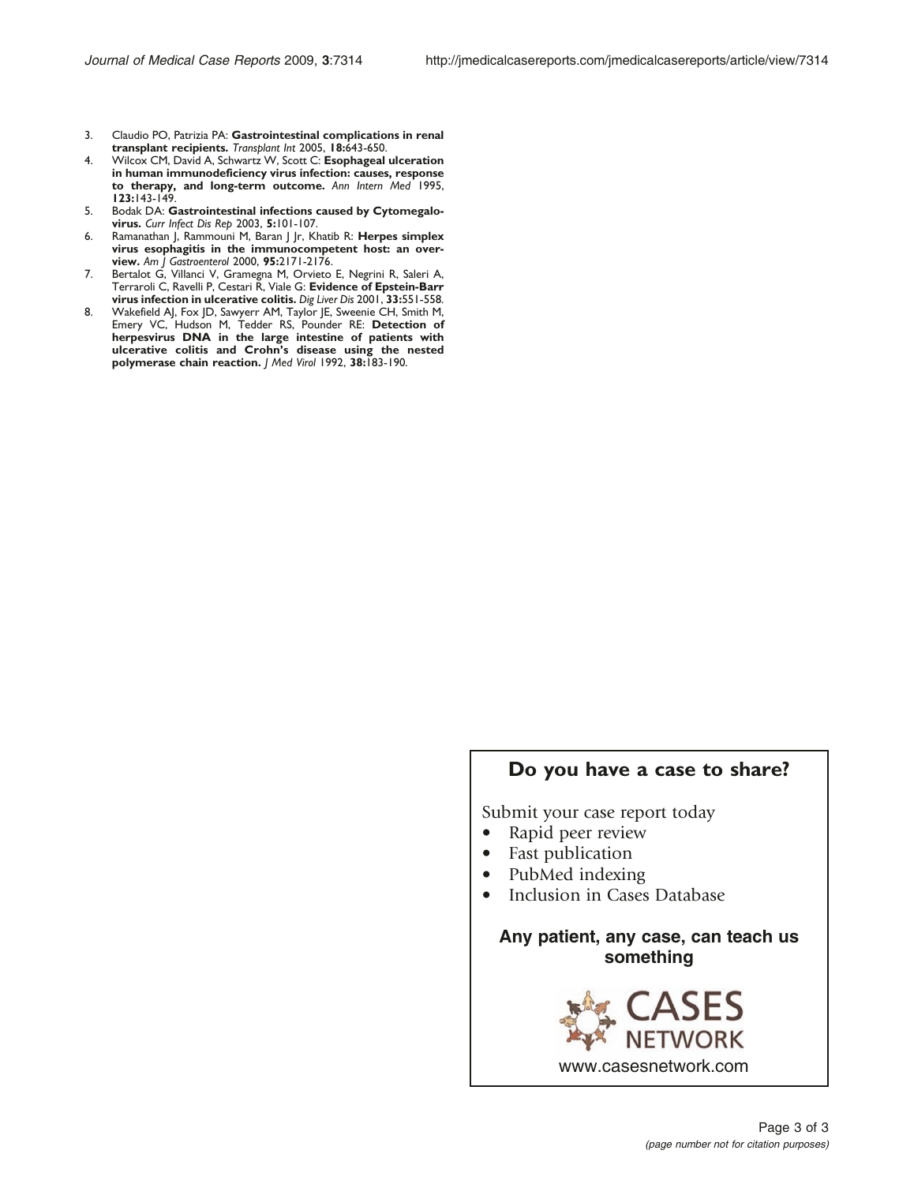3. Claudio PO, Patrizia PA: **Gastrointestinal complications in renal transplant recipients.** *Transplant Int* 2005, **18:**643-650.
4. Wilcox CM, David A, Schwartz W, Scott C: **Esophageal ulceration in human immunodeficiency virus infection: causes, response to therapy, and long-term outcome.** *Ann Intern Med* 1995, **123:**143-149.
5. Bodak DA: **Gastrointestinal infections caused by Cytomegalovirus.** *Curr Infect Dis Rep* 2003, **5:**101-107.
6. Ramanathan J, Rammouni M, Baran J Jr, Khatib R: **Herpes simplex virus esophagitis in the immunocompetent host: an overview.** *Am J Gastroenterol* 2000, **95:**2171-2176.
7. Bertalot G, Villanci V, Gramegna M, Orvieto E, Negrini R, Saleri A, Terraroli C, Ravelli P, Cestari R, Viale G: **Evidence of Epstein-Barr virus infection in ulcerative colitis.** *Dig Liver Dis* 2001, **33:**551-558.
8. Wakefield AJ, Fox JD, Sawyerr AM, Taylor JE, Sweenie CH, Smith M, Emery VC, Hudson M, Tedder RS, Pounder RE: **Detection of herpesvirus DNA in the large intestine of patients with ulcerative colitis and Crohn's disease using the nested polymerase chain reaction.** *J Med Virol* 1992, **38:**183-190.

**Do you have a case to share?**

Submit your case report today

- Rapid peer review
- Fast publication
- PubMed indexing
- Inclusion in Cases Database

**Any patient, any case, can teach us something**

CASES NETWORK

www.casesnetwork.com